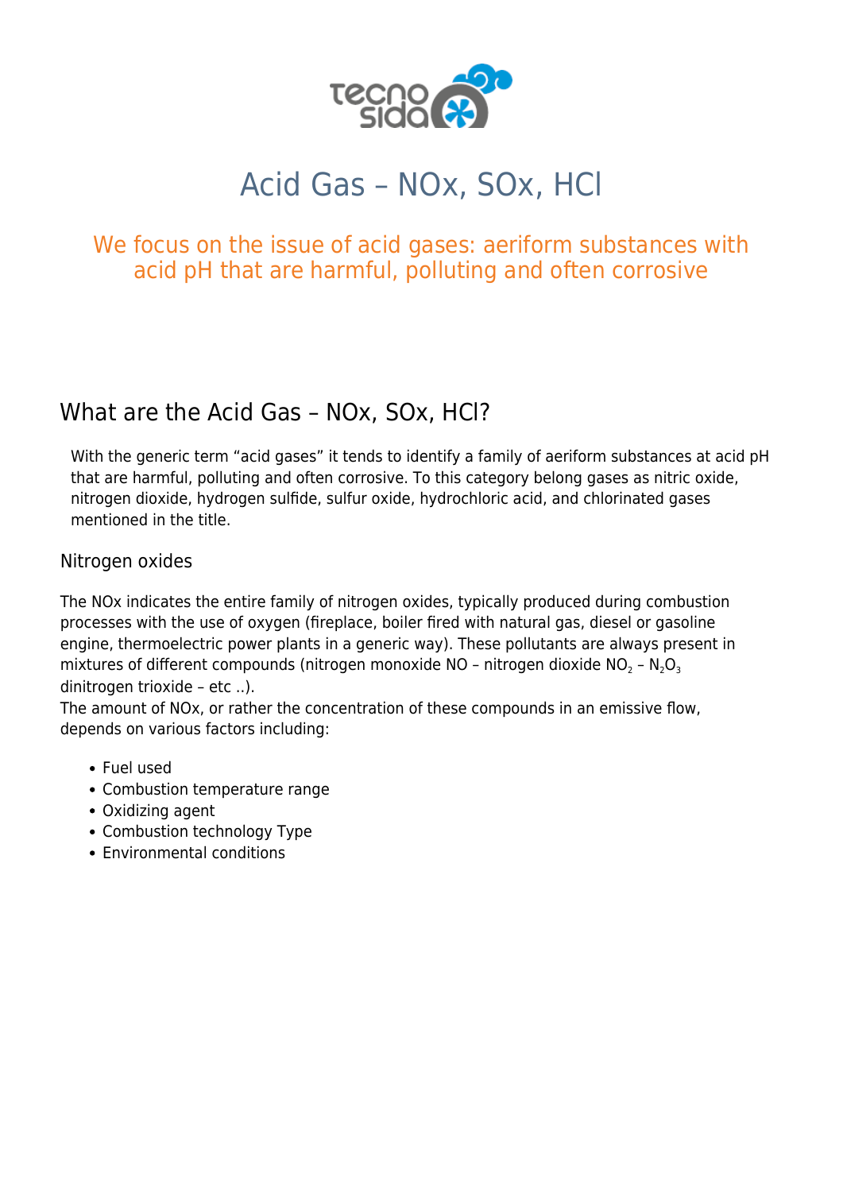# Acid Gas – NOx, SOx, HCl

## We focus on the issue of acid gases: aeriform substances with acid pH that are harmful, polluting and often corrosive

## What are the Acid Gas – NOx, SOx, HCl?

With the generic term "acid gases" it tends to identify a family of aeriform substances at acid pH that are harmful, polluting and often corrosive. To this category belong gases as nitric oxide, nitrogen dioxide, hydrogen sulfide, sulfur oxide, hydrochloric acid, and chlorinated gases mentioned in the title.

### Nitrogen oxides

The NOx indicates the entire family of nitrogen oxides, typically produced during combustion processes with the use of oxygen (fireplace, boiler fired with natural gas, diesel or gasoline engine, thermoelectric power plants in a generic way). These pollutants are always present in mixtures of different compounds (nitrogen monoxide NO – nitrogen dioxide $NO_2$ – $N_2O_3$ dinitrogen trioxide – etc ..).
The amount of NOx, or rather the concentration of these compounds in an emissive flow, depends on various factors including:

- Fuel used
- Combustion temperature range
- Oxidizing agent
- Combustion technology Type
- Environmental conditions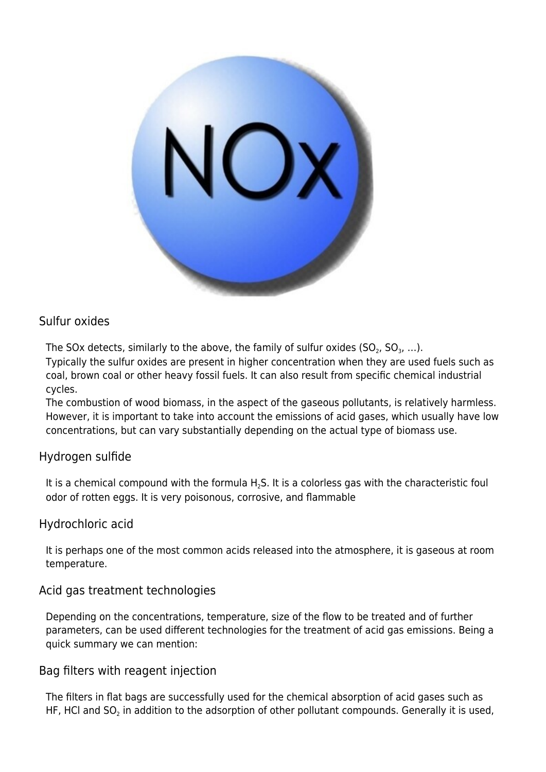## Sulfur oxides

The SOx detects, similarly to the above, the family of sulfur oxides ($SO_2$, $SO_3$, ...).
Typically the sulfur oxides are present in higher concentration when they are used fuels such as coal, brown coal or other heavy fossil fuels. It can also result from specific chemical industrial cycles.
The combustion of wood biomass, in the aspect of the gaseous pollutants, is relatively harmless. However, it is important to take into account the emissions of acid gases, which usually have low concentrations, but can vary substantially depending on the actual type of biomass use.

## Hydrogen sulfide

It is a chemical compound with the formula $H_2S$. It is a colorless gas with the characteristic foul odor of rotten eggs. It is very poisonous, corrosive, and flammable

## Hydrochloric acid

It is perhaps one of the most common acids released into the atmosphere, it is gaseous at room temperature.

## Acid gas treatment technologies

Depending on the concentrations, temperature, size of the flow to be treated and of further parameters, can be used different technologies for the treatment of acid gas emissions. Being a quick summary we can mention:

## Bag filters with reagent injection

The filters in flat bags are successfully used for the chemical absorption of acid gases such as HF, HCl and $SO_2$ in addition to the adsorption of other pollutant compounds. Generally it is used,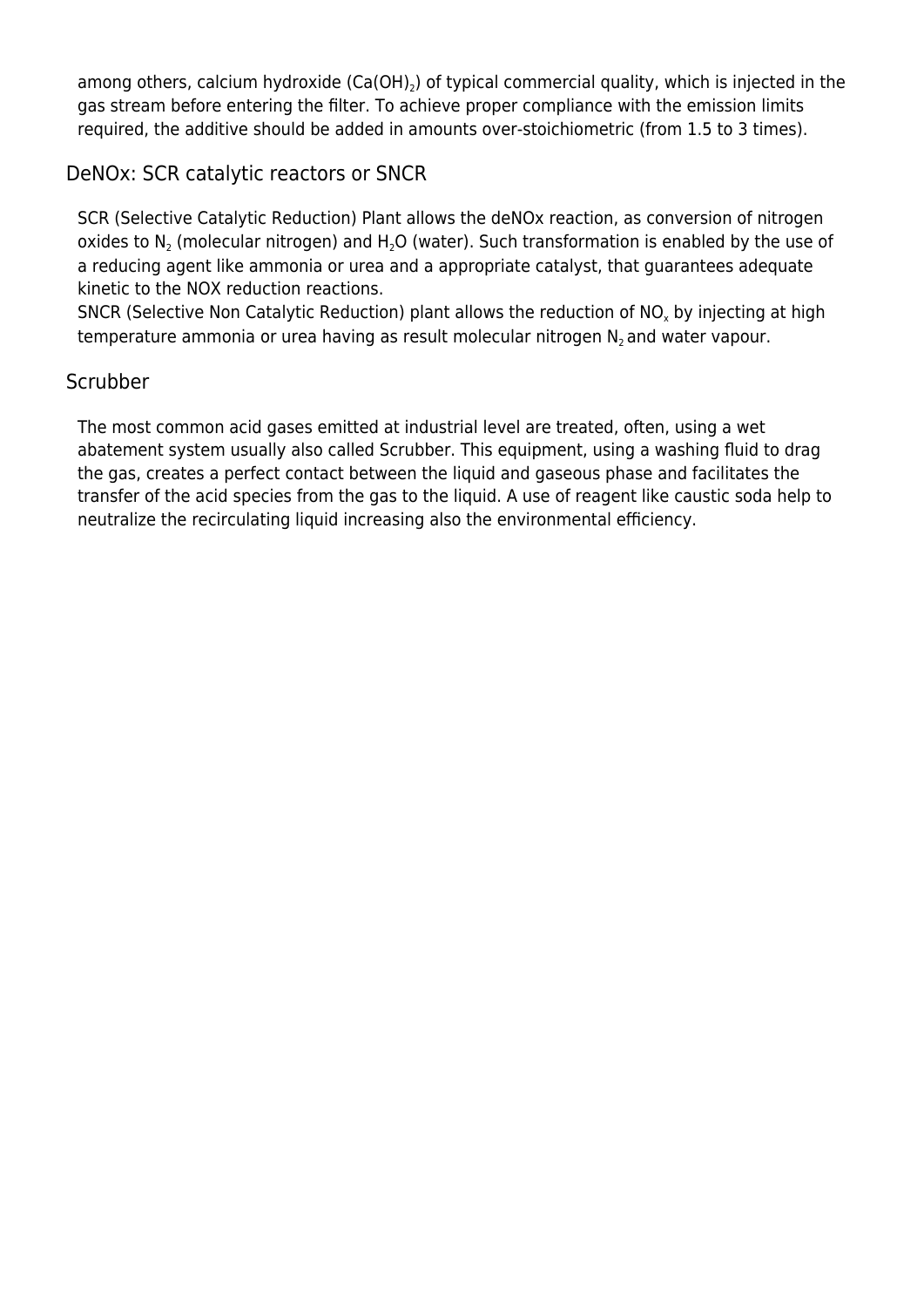among others, calcium hydroxide ($Ca(OH)_2$) of typical commercial quality, which is injected in the gas stream before entering the filter. To achieve proper compliance with the emission limits required, the additive should be added in amounts over-stoichiometric (from 1.5 to 3 times).

## DeNOx: SCR catalytic reactors or SNCR

SCR (Selective Catalytic Reduction) Plant allows the deNOx reaction, as conversion of nitrogen oxides to $N_2$ (molecular nitrogen) and $H_2O$ (water). Such transformation is enabled by the use of a reducing agent like ammonia or urea and a appropriate catalyst, that guarantees adequate kinetic to the NOX reduction reactions.
SNCR (Selective Non Catalytic Reduction) plant allows the reduction of $NO_x$ by injecting at high temperature ammonia or urea having as result molecular nitrogen $N_2$ and water vapour.

## Scrubber

The most common acid gases emitted at industrial level are treated, often, using a wet abatement system usually also called Scrubber. This equipment, using a washing fluid to drag the gas, creates a perfect contact between the liquid and gaseous phase and facilitates the transfer of the acid species from the gas to the liquid. A use of reagent like caustic soda help to neutralize the recirculating liquid increasing also the environmental efficiency.